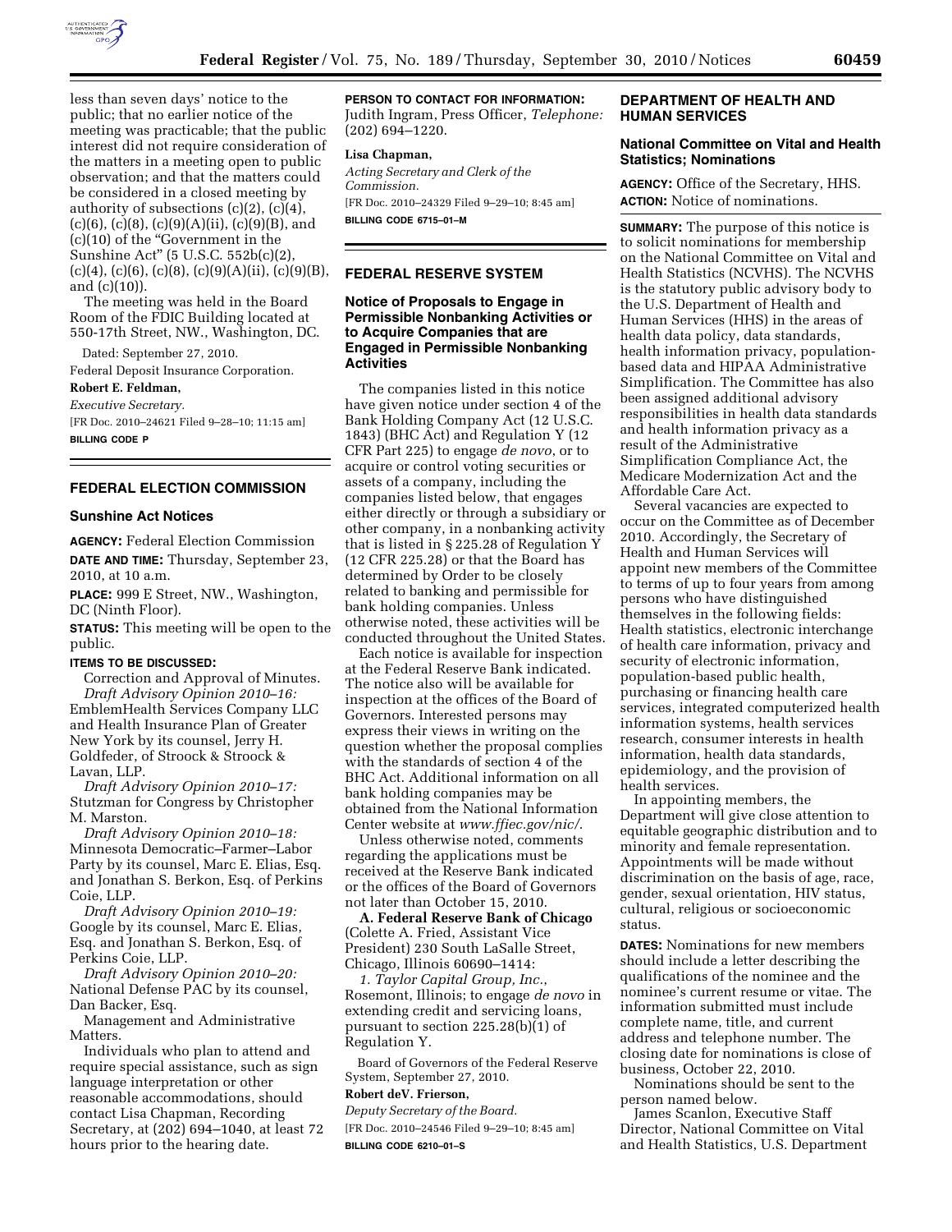less than seven days' notice to the public; that no earlier notice of the meeting was practicable; that the public interest did not require consideration of the matters in a meeting open to public observation; and that the matters could be considered in a closed meeting by authority of subsections (c)(2), (c)(4), (c)(6), (c)(8), (c)(9)(A)(ii), (c)(9)(B), and (c)(10) of the "Government in the Sunshine Act" (5 U.S.C. 552b(c)(2), (c)(4), (c)(6), (c)(8), (c)(9)(A)(ii), (c)(9)(B), and (c)(10)).

The meeting was held in the Board Room of the FDIC Building located at 550-17th Street, NW., Washington, DC.

Dated: September 27, 2010.

Federal Deposit Insurance Corporation.

**Robert E. Feldman,**

*Executive Secretary.*

[FR Doc. 2010–24621 Filed 9–28–10; 11:15 am]

**BILLING CODE P**

---

## FEDERAL ELECTION COMMISSION

### Sunshine Act Notices

**AGENCY:** Federal Election Commission

**DATE AND TIME:** Thursday, September 23, 2010, at 10 a.m.

**PLACE:** 999 E Street, NW., Washington, DC (Ninth Floor).

**STATUS:** This meeting will be open to the public.

**ITEMS TO BE DISCUSSED:**

Correction and Approval of Minutes.

*Draft Advisory Opinion 2010–16:* EmblemHealth Services Company LLC and Health Insurance Plan of Greater New York by its counsel, Jerry H. Goldfeder, of Stroock & Stroock & Lavan, LLP.

*Draft Advisory Opinion 2010–17:* Stutzman for Congress by Christopher M. Marston.

*Draft Advisory Opinion 2010–18:* Minnesota Democratic–Farmer–Labor Party by its counsel, Marc E. Elias, Esq. and Jonathan S. Berkon, Esq. of Perkins Coie, LLP.

*Draft Advisory Opinion 2010–19:* Google by its counsel, Marc E. Elias, Esq. and Jonathan S. Berkon, Esq. of Perkins Coie, LLP.

*Draft Advisory Opinion 2010–20:* National Defense PAC by its counsel, Dan Backer, Esq.

Management and Administrative Matters.

Individuals who plan to attend and require special assistance, such as sign language interpretation or other reasonable accommodations, should contact Lisa Chapman, Recording Secretary, at (202) 694–1040, at least 72 hours prior to the hearing date.

**PERSON TO CONTACT FOR INFORMATION:** Judith Ingram, Press Officer, *Telephone:* (202) 694–1220.

**Lisa Chapman,**

*Acting Secretary and Clerk of the Commission.*

[FR Doc. 2010–24329 Filed 9–29–10; 8:45 am]

**BILLING CODE 6715–01–M**

---

## FEDERAL RESERVE SYSTEM

### Notice of Proposals to Engage in Permissible Nonbanking Activities or to Acquire Companies that are Engaged in Permissible Nonbanking Activities

The companies listed in this notice have given notice under section 4 of the Bank Holding Company Act (12 U.S.C. 1843) (BHC Act) and Regulation Y (12 CFR Part 225) to engage *de novo*, or to acquire or control voting securities or assets of a company, including the companies listed below, that engages either directly or through a subsidiary or other company, in a nonbanking activity that is listed in § 225.28 of Regulation Y (12 CFR 225.28) or that the Board has determined by Order to be closely related to banking and permissible for bank holding companies. Unless otherwise noted, these activities will be conducted throughout the United States.

Each notice is available for inspection at the Federal Reserve Bank indicated. The notice also will be available for inspection at the offices of the Board of Governors. Interested persons may express their views in writing on the question whether the proposal complies with the standards of section 4 of the BHC Act. Additional information on all bank holding companies may be obtained from the National Information Center website at *www.ffiec.gov/nic/*.

Unless otherwise noted, comments regarding the applications must be received at the Reserve Bank indicated or the offices of the Board of Governors not later than October 15, 2010.

**A. Federal Reserve Bank of Chicago** (Colette A. Fried, Assistant Vice President) 230 South LaSalle Street, Chicago, Illinois 60690–1414:

*1. Taylor Capital Group, Inc.*, Rosemont, Illinois; to engage *de novo* in extending credit and servicing loans, pursuant to section 225.28(b)(1) of Regulation Y.

Board of Governors of the Federal Reserve System, September 27, 2010.

**Robert deV. Frierson,**

*Deputy Secretary of the Board.*

[FR Doc. 2010–24546 Filed 9–29–10; 8:45 am]

**BILLING CODE 6210–01–S**

---

## DEPARTMENT OF HEALTH AND HUMAN SERVICES

### National Committee on Vital and Health Statistics; Nominations

**AGENCY:** Office of the Secretary, HHS.

**ACTION:** Notice of nominations.

**SUMMARY:** The purpose of this notice is to solicit nominations for membership on the National Committee on Vital and Health Statistics (NCVHS). The NCVHS is the statutory public advisory body to the U.S. Department of Health and Human Services (HHS) in the areas of health data policy, data standards, health information privacy, population-based data and HIPAA Administrative Simplification. The Committee has also been assigned additional advisory responsibilities in health data standards and health information privacy as a result of the Administrative Simplification Compliance Act, the Medicare Modernization Act and the Affordable Care Act.

Several vacancies are expected to occur on the Committee as of December 2010. Accordingly, the Secretary of Health and Human Services will appoint new members of the Committee to terms of up to four years from among persons who have distinguished themselves in the following fields: Health statistics, electronic interchange of health care information, privacy and security of electronic information, population-based public health, purchasing or financing health care services, integrated computerized health information systems, health services research, consumer interests in health information, health data standards, epidemiology, and the provision of health services.

In appointing members, the Department will give close attention to equitable geographic distribution and to minority and female representation. Appointments will be made without discrimination on the basis of age, race, gender, sexual orientation, HIV status, cultural, religious or socioeconomic status.

**DATES:** Nominations for new members should include a letter describing the qualifications of the nominee and the nominee's current resume or vitae. The information submitted must include complete name, title, and current address and telephone number. The closing date for nominations is close of business, October 22, 2010.

Nominations should be sent to the person named below.

James Scanlon, Executive Staff Director, National Committee on Vital and Health Statistics, U.S. Department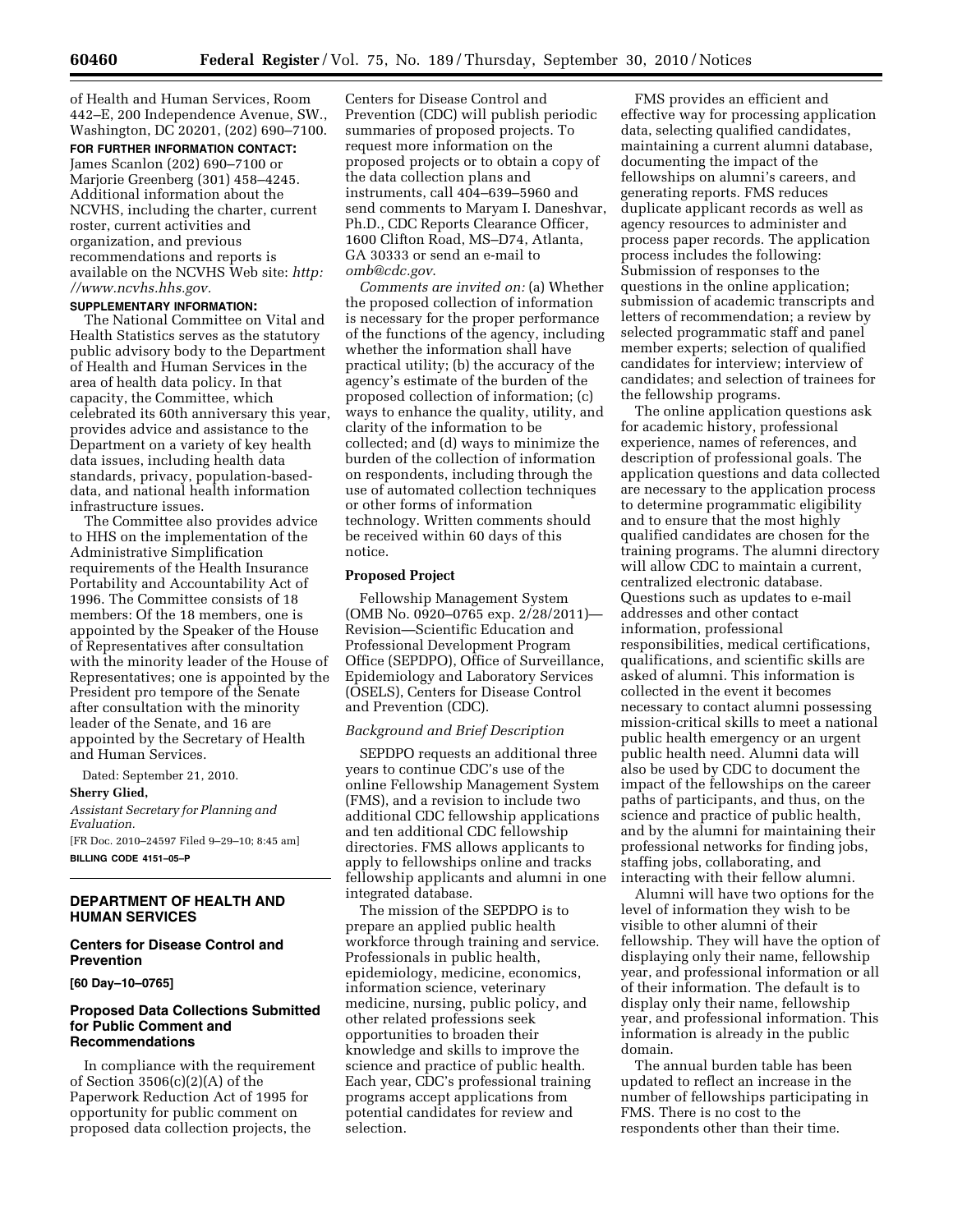of Health and Human Services, Room 442–E, 200 Independence Avenue, SW., Washington, DC 20201, (202) 690–7100.

**FOR FURTHER INFORMATION CONTACT:** James Scanlon (202) 690–7100 or Marjorie Greenberg (301) 458–4245. Additional information about the NCVHS, including the charter, current roster, current activities and organization, and previous recommendations and reports is available on the NCVHS Web site: *http://www.ncvhs.hhs.gov.*

**SUPPLEMENTARY INFORMATION:**

The National Committee on Vital and Health Statistics serves as the statutory public advisory body to the Department of Health and Human Services in the area of health data policy. In that capacity, the Committee, which celebrated its 60th anniversary this year, provides advice and assistance to the Department on a variety of key health data issues, including health data standards, privacy, population-based-data, and national health information infrastructure issues.

The Committee also provides advice to HHS on the implementation of the Administrative Simplification requirements of the Health Insurance Portability and Accountability Act of 1996. The Committee consists of 18 members: Of the 18 members, one is appointed by the Speaker of the House of Representatives after consultation with the minority leader of the House of Representatives; one is appointed by the President pro tempore of the Senate after consultation with the minority leader of the Senate, and 16 are appointed by the Secretary of Health and Human Services.

Dated: September 21, 2010.

**Sherry Glied,**

*Assistant Secretary for Planning and Evaluation.*

[FR Doc. 2010–24597 Filed 9–29–10; 8:45 am]

**BILLING CODE 4151–05–P**

## DEPARTMENT OF HEALTH AND HUMAN SERVICES

### Centers for Disease Control and Prevention

**[60 Day–10–0765]**

### Proposed Data Collections Submitted for Public Comment and Recommendations

In compliance with the requirement of Section 3506(c)(2)(A) of the Paperwork Reduction Act of 1995 for opportunity for public comment on proposed data collection projects, the Centers for Disease Control and Prevention (CDC) will publish periodic summaries of proposed projects. To request more information on the proposed projects or to obtain a copy of the data collection plans and instruments, call 404–639–5960 and send comments to Maryam I. Daneshvar, Ph.D., CDC Reports Clearance Officer, 1600 Clifton Road, MS–D74, Atlanta, GA 30333 or send an e-mail to *omb@cdc.gov*.

*Comments are invited on:* (a) Whether the proposed collection of information is necessary for the proper performance of the functions of the agency, including whether the information shall have practical utility; (b) the accuracy of the agency's estimate of the burden of the proposed collection of information; (c) ways to enhance the quality, utility, and clarity of the information to be collected; and (d) ways to minimize the burden of the collection of information on respondents, including through the use of automated collection techniques or other forms of information technology. Written comments should be received within 60 days of this notice.

**Proposed Project**

Fellowship Management System (OMB No. 0920–0765 exp. 2/28/2011)—Revision—Scientific Education and Professional Development Program Office (SEPDPO), Office of Surveillance, Epidemiology and Laboratory Services (OSELS), Centers for Disease Control and Prevention (CDC).

*Background and Brief Description*

SEPDPO requests an additional three years to continue CDC's use of the online Fellowship Management System (FMS), and a revision to include two additional CDC fellowship applications and ten additional CDC fellowship directories. FMS allows applicants to apply to fellowships online and tracks fellowship applicants and alumni in one integrated database.

The mission of the SEPDPO is to prepare an applied public health workforce through training and service. Professionals in public health, epidemiology, medicine, economics, information science, veterinary medicine, nursing, public policy, and other related professions seek opportunities to broaden their knowledge and skills to improve the science and practice of public health. Each year, CDC's professional training programs accept applications from potential candidates for review and selection.

FMS provides an efficient and effective way for processing application data, selecting qualified candidates, maintaining a current alumni database, documenting the impact of the fellowships on alumni's careers, and generating reports. FMS reduces duplicate applicant records as well as agency resources to administer and process paper records. The application process includes the following: Submission of responses to the questions in the online application; submission of academic transcripts and letters of recommendation; a review by selected programmatic staff and panel member experts; selection of qualified candidates for interview; interview of candidates; and selection of trainees for the fellowship programs.

The online application questions ask for academic history, professional experience, names of references, and description of professional goals. The application questions and data collected are necessary to the application process to determine programmatic eligibility and to ensure that the most highly qualified candidates are chosen for the training programs. The alumni directory will allow CDC to maintain a current, centralized electronic database. Questions such as updates to e-mail addresses and other contact information, professional responsibilities, medical certifications, qualifications, and scientific skills are asked of alumni. This information is collected in the event it becomes necessary to contact alumni possessing mission-critical skills to meet a national public health emergency or an urgent public health need. Alumni data will also be used by CDC to document the impact of the fellowships on the career paths of participants, and thus, on the science and practice of public health, and by the alumni for maintaining their professional networks for finding jobs, staffing jobs, collaborating, and interacting with their fellow alumni.

Alumni will have two options for the level of information they wish to be visible to other alumni of their fellowship. They will have the option of displaying only their name, fellowship year, and professional information or all of their information. The default is to display only their name, fellowship year, and professional information. This information is already in the public domain.

The annual burden table has been updated to reflect an increase in the number of fellowships participating in FMS. There is no cost to the respondents other than their time.